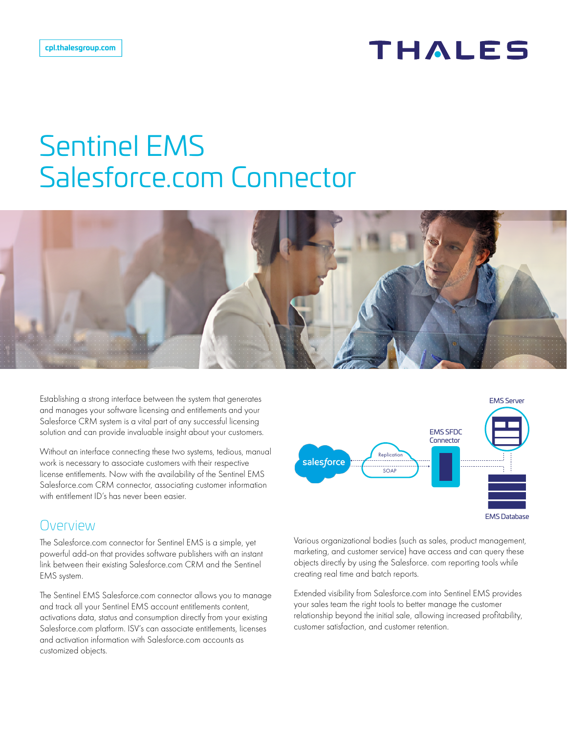cpl.thalesgroup.com

# Sentinel EMS Salesforce.com Connector

Establishing a strong interface between the system that generates and manages your software licensing and entitlements and your Salesforce CRM system is a vital part of any successful licensing solution and can provide invaluable insight about your customers.

Without an interface connecting these two systems, tedious, manual work is necessary to associate customers with their respective license entitlements. Now with the availability of the Sentinel EMS Salesforce.com CRM connector, associating customer information with entitlement ID's has never been easier.

## Overview

The Salesforce.com connector for Sentinel EMS is a simple, yet powerful add-on that provides software publishers with an instant link between their existing Salesforce.com CRM and the Sentinel EMS system.

The Sentinel EMS Salesforce.com connector allows you to manage and track all your Sentinel EMS account entitlements content, activations data, status and consumption directly from your existing Salesforce.com platform. ISV's can associate entitlements, licenses and activation information with Salesforce.com accounts as customized objects.

Various organizational bodies (such as sales, product management, marketing, and customer service) have access and can query these objects directly by using the Salesforce. com reporting tools while creating real time and batch reports.

Extended visibility from Salesforce.com into Sentinel EMS provides your sales team the right tools to better manage the customer relationship beyond the initial sale, allowing increased profitability, customer satisfaction, and customer retention.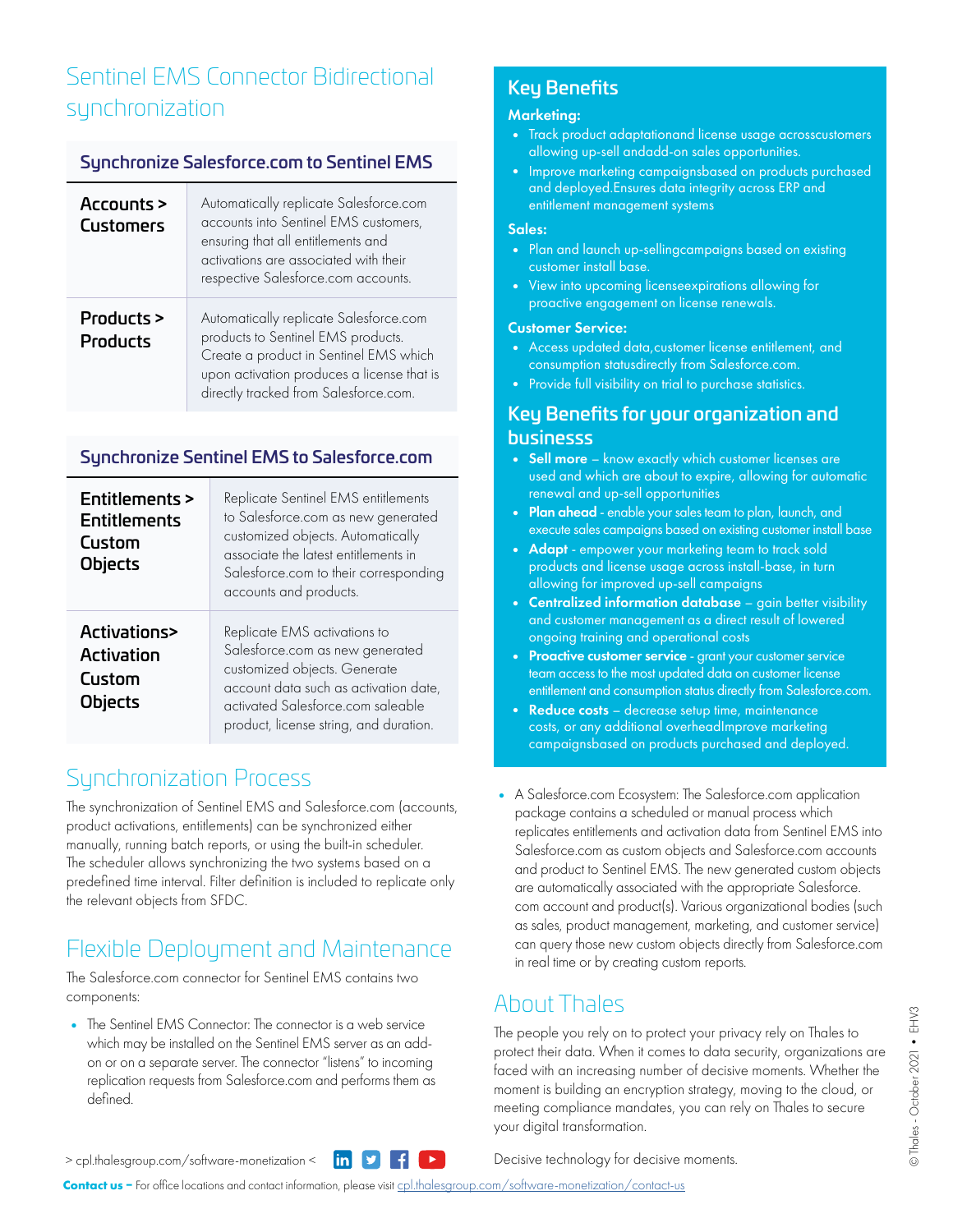## Sentinel EMS Connector Bidirectional synchronization

### Synchronize Salesforce.com to Sentinel EMS

| | |
|---|---|
| **Accounts > Customers** | Automatically replicate Salesforce.com accounts into Sentinel EMS customers, ensuring that all entitlements and activations are associated with their respective Salesforce.com accounts. |
| **Products > Products** | Automatically replicate Salesforce.com products to Sentinel EMS products. Create a product in Sentinel EMS which upon activation produces a license that is directly tracked from Salesforce.com. |

### Synchronize Sentinel EMS to Salesforce.com

| | |
|---|---|
| **Entitlements > Entitlements Custom Objects** | Replicate Sentinel EMS entitlements to Salesforce.com as new generated customized objects. Automatically associate the latest entitlements in Salesforce.com to their corresponding accounts and products. |
| **Activations> Activation Custom Objects** | Replicate EMS activations to Salesforce.com as new generated customized objects. Generate account data such as activation date, activated Salesforce.com saleable product, license string, and duration. |

## Synchronization Process

The synchronization of Sentinel EMS and Salesforce.com (accounts, product activations, entitlements) can be synchronized either manually, running batch reports, or using the built-in scheduler. The scheduler allows synchronizing the two systems based on a predefined time interval. Filter definition is included to replicate only the relevant objects from SFDC.

## Flexible Deployment and Maintenance

The Salesforce.com connector for Sentinel EMS contains two components:

- The Sentinel EMS Connector: The connector is a web service which may be installed on the Sentinel EMS server as an add-on or on a separate server. The connector "listens" to incoming replication requests from Salesforce.com and performs them as defined.
- A Salesforce.com Ecosystem: The Salesforce.com application package contains a scheduled or manual process which replicates entitlements and activation data from Sentinel EMS into Salesforce.com as custom objects and Salesforce.com accounts and product to Sentinel EMS. The new generated custom objects are automatically associated with the appropriate Salesforce.com account and product(s). Various organizational bodies (such as sales, product management, marketing, and customer service) can query those new custom objects directly from Salesforce.com in real time or by creating custom reports.

## Key Benefits

**Marketing:**

- Track product adaptationand license usage acrosscustomers allowing up-sell andadd-on sales opportunities.
- Improve marketing campaignsbased on products purchased and deployed.Ensures data integrity across ERP and entitlement management systems

**Sales:**

- Plan and launch up-sellingcampaigns based on existing customer install base.
- View into upcoming licenseexpirations allowing for proactive engagement on license renewals.

**Customer Service:**

- Access updated data,customer license entitlement, and consumption statusdirectly from Salesforce.com.
- Provide full visibility on trial to purchase statistics.

## Key Benefits for your organization and businesss

- **Sell more** – know exactly which customer licenses are used and which are about to expire, allowing for automatic renewal and up-sell opportunities
- **Plan ahead** - enable your sales team to plan, launch, and execute sales campaigns based on existing customer install base
- **Adapt** - empower your marketing team to track sold products and license usage across install-base, in turn allowing for improved up-sell campaigns
- **Centralized information database** – gain better visibility and customer management as a direct result of lowered ongoing training and operational costs
- **Proactive customer service** - grant your customer service team access to the most updated data on customer license entitlement and consumption status directly from Salesforce.com.
- **Reduce costs** – decrease setup time, maintenance costs, or any additional overheadImprove marketing campaignsbased on products purchased and deployed.

## About Thales

The people you rely on to protect your privacy rely on Thales to protect their data. When it comes to data security, organizations are faced with an increasing number of decisive moments. Whether the moment is building an encryption strategy, moving to the cloud, or meeting compliance mandates, you can rely on Thales to secure your digital transformation.

Decisive technology for decisive moments.

> cpl.thalesgroup.com/software-monetization <

**Contact us –** For office locations and contact information, please visit cpl.thalesgroup.com/software-monetization/contact-us

© Thales - October 2021 • EHV3